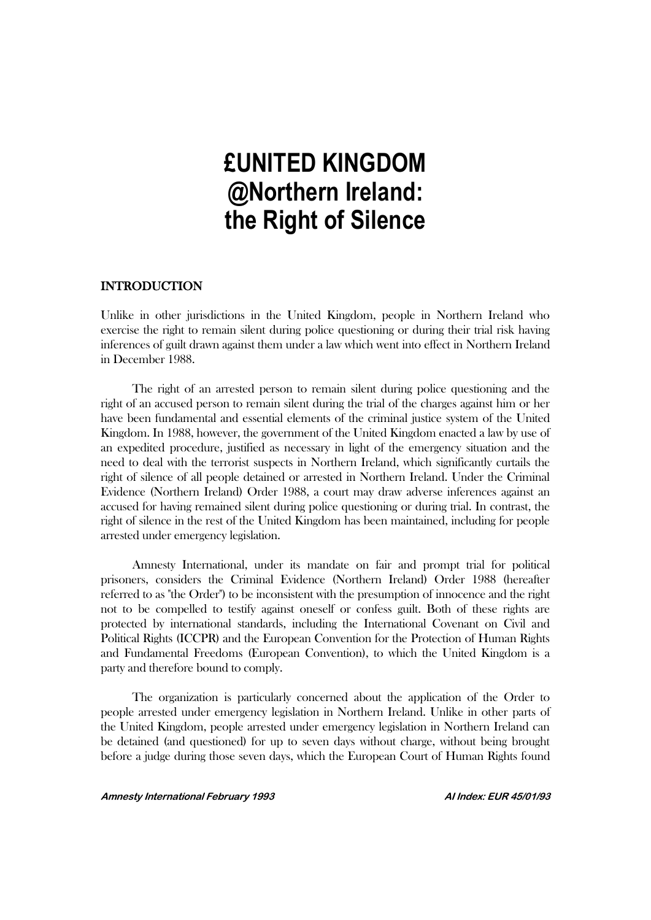# £UNITED KINGDOM
# @Northern Ireland: the Right of Silence

## INTRODUCTION

Unlike in other jurisdictions in the United Kingdom, people in Northern Ireland who exercise the right to remain silent during police questioning or during their trial risk having inferences of guilt drawn against them under a law which went into effect in Northern Ireland in December 1988.

The right of an arrested person to remain silent during police questioning and the right of an accused person to remain silent during the trial of the charges against him or her have been fundamental and essential elements of the criminal justice system of the United Kingdom. In 1988, however, the government of the United Kingdom enacted a law by use of an expedited procedure, justified as necessary in light of the emergency situation and the need to deal with the terrorist suspects in Northern Ireland, which significantly curtails the right of silence of all people detained or arrested in Northern Ireland. Under the Criminal Evidence (Northern Ireland) Order 1988, a court may draw adverse inferences against an accused for having remained silent during police questioning or during trial. In contrast, the right of silence in the rest of the United Kingdom has been maintained, including for people arrested under emergency legislation.

Amnesty International, under its mandate on fair and prompt trial for political prisoners, considers the Criminal Evidence (Northern Ireland) Order 1988 (hereafter referred to as "the Order") to be inconsistent with the presumption of innocence and the right not to be compelled to testify against oneself or confess guilt. Both of these rights are protected by international standards, including the International Covenant on Civil and Political Rights (ICCPR) and the European Convention for the Protection of Human Rights and Fundamental Freedoms (European Convention), to which the United Kingdom is a party and therefore bound to comply.

The organization is particularly concerned about the application of the Order to people arrested under emergency legislation in Northern Ireland. Unlike in other parts of the United Kingdom, people arrested under emergency legislation in Northern Ireland can be detained (and questioned) for up to seven days without charge, without being brought before a judge during those seven days, which the European Court of Human Rights found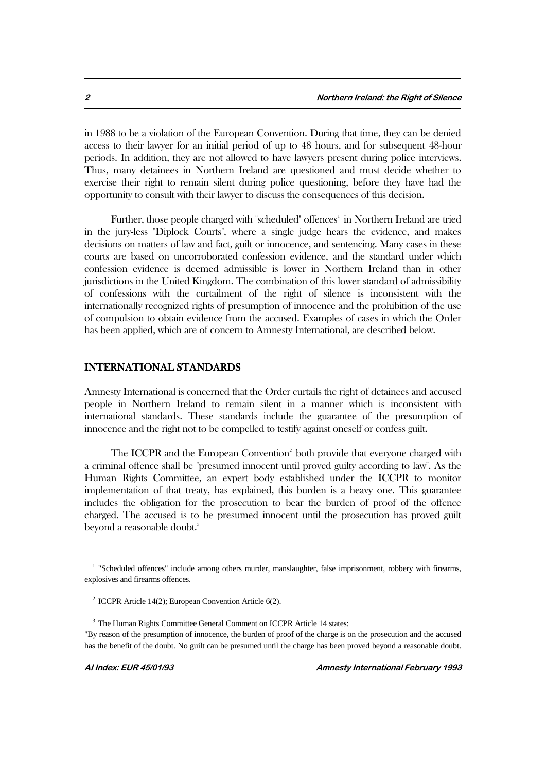in 1988 to be a violation of the European Convention. During that time, they can be denied access to their lawyer for an initial period of up to 48 hours, and for subsequent 48-hour periods. In addition, they are not allowed to have lawyers present during police interviews. Thus, many detainees in Northern Ireland are questioned and must decide whether to exercise their right to remain silent during police questioning, before they have had the opportunity to consult with their lawyer to discuss the consequences of this decision.

Further, those people charged with "scheduled" offences[1] in Northern Ireland are tried in the jury-less "Diplock Courts", where a single judge hears the evidence, and makes decisions on matters of law and fact, guilt or innocence, and sentencing. Many cases in these courts are based on uncorroborated confession evidence, and the standard under which confession evidence is deemed admissible is lower in Northern Ireland than in other jurisdictions in the United Kingdom. The combination of this lower standard of admissibility of confessions with the curtailment of the right of silence is inconsistent with the internationally recognized rights of presumption of innocence and the prohibition of the use of compulsion to obtain evidence from the accused. Examples of cases in which the Order has been applied, which are of concern to Amnesty International, are described below.

## INTERNATIONAL STANDARDS

Amnesty International is concerned that the Order curtails the right of detainees and accused people in Northern Ireland to remain silent in a manner which is inconsistent with international standards. These standards include the guarantee of the presumption of innocence and the right not to be compelled to testify against oneself or confess guilt.

The ICCPR and the European Convention[2] both provide that everyone charged with a criminal offence shall be "presumed innocent until proved guilty according to law". As the Human Rights Committee, an expert body established under the ICCPR to monitor implementation of that treaty, has explained, this burden is a heavy one. This guarantee includes the obligation for the prosecution to bear the burden of proof of the offence charged. The accused is to be presumed innocent until the prosecution has proved guilt beyond a reasonable doubt.[3]

---

[1] "Scheduled offences" include among others murder, manslaughter, false imprisonment, robbery with firearms, explosives and firearms offences.

[2] ICCPR Article 14(2); European Convention Article 6(2).

[3] The Human Rights Committee General Comment on ICCPR Article 14 states:
"By reason of the presumption of innocence, the burden of proof of the charge is on the prosecution and the accused has the benefit of the doubt. No guilt can be presumed until the charge has been proved beyond a reasonable doubt.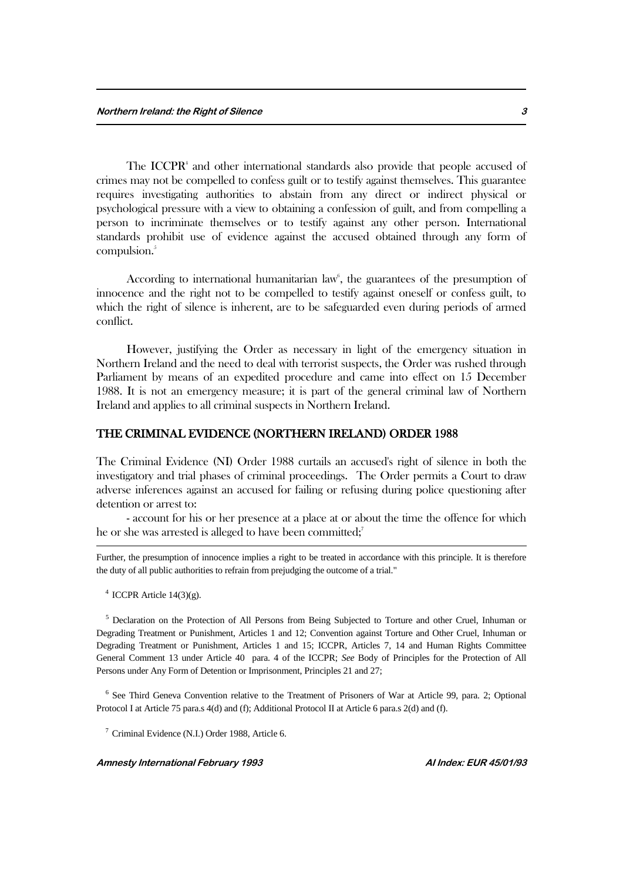The ICCPR[4] and other international standards also provide that people accused of crimes may not be compelled to confess guilt or to testify against themselves. This guarantee requires investigating authorities to abstain from any direct or indirect physical or psychological pressure with a view to obtaining a confession of guilt, and from compelling a person to incriminate themselves or to testify against any other person. International standards prohibit use of evidence against the accused obtained through any form of compulsion.[5]

According to international humanitarian law[6], the guarantees of the presumption of innocence and the right not to be compelled to testify against oneself or confess guilt, to which the right of silence is inherent, are to be safeguarded even during periods of armed conflict.

However, justifying the Order as necessary in light of the emergency situation in Northern Ireland and the need to deal with terrorist suspects, the Order was rushed through Parliament by means of an expedited procedure and came into effect on 15 December 1988. It is not an emergency measure; it is part of the general criminal law of Northern Ireland and applies to all criminal suspects in Northern Ireland.

## THE CRIMINAL EVIDENCE (NORTHERN IRELAND) ORDER 1988

The Criminal Evidence (NI) Order 1988 curtails an accused's right of silence in both the investigatory and trial phases of criminal proceedings. The Order permits a Court to draw adverse inferences against an accused for failing or refusing during police questioning after detention or arrest to:

- account for his or her presence at a place at or about the time the offence for which he or she was arrested is alleged to have been committed;[7]

---

Further, the presumption of innocence implies a right to be treated in accordance with this principle. It is therefore the duty of all public authorities to refrain from prejudging the outcome of a trial."

[4] ICCPR Article 14(3)(g).

[5] Declaration on the Protection of All Persons from Being Subjected to Torture and other Cruel, Inhuman or Degrading Treatment or Punishment, Articles 1 and 12; Convention against Torture and Other Cruel, Inhuman or Degrading Treatment or Punishment, Articles 1 and 15; ICCPR, Articles 7, 14 and Human Rights Committee General Comment 13 under Article 40 para. 4 of the ICCPR; *See* Body of Principles for the Protection of All Persons under Any Form of Detention or Imprisonment, Principles 21 and 27;

[6] See Third Geneva Convention relative to the Treatment of Prisoners of War at Article 99, para. 2; Optional Protocol I at Article 75 para.s 4(d) and (f); Additional Protocol II at Article 6 para.s 2(d) and (f).

[7] Criminal Evidence (N.I.) Order 1988, Article 6.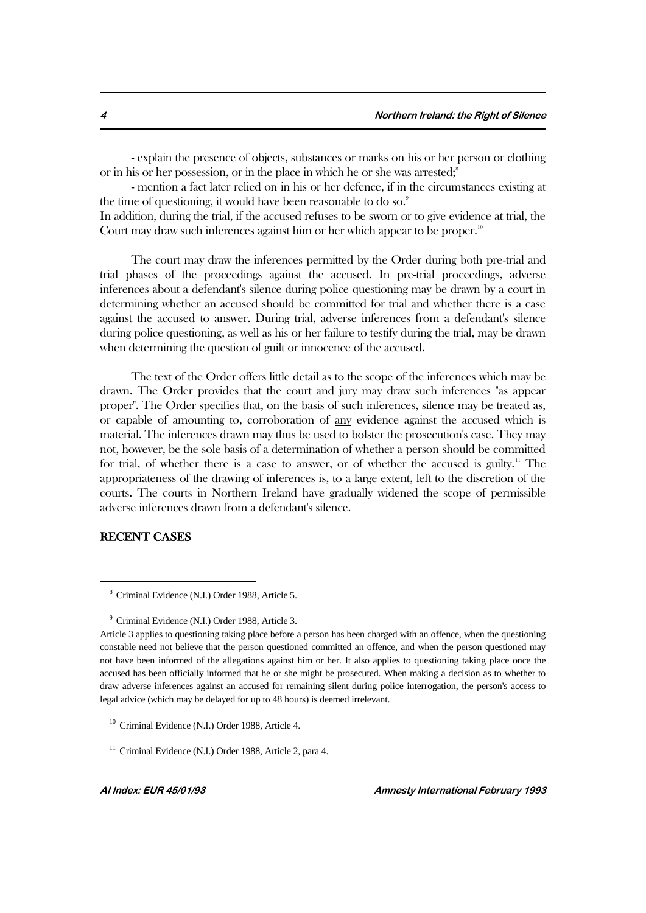- explain the presence of objects, substances or marks on his or her person or clothing or in his or her possession, or in the place in which he or she was arrested;[8]

- mention a fact later relied on in his or her defence, if in the circumstances existing at the time of questioning, it would have been reasonable to do so.[9]

In addition, during the trial, if the accused refuses to be sworn or to give evidence at trial, the Court may draw such inferences against him or her which appear to be proper.[10]

The court may draw the inferences permitted by the Order during both pre-trial and trial phases of the proceedings against the accused. In pre-trial proceedings, adverse inferences about a defendant's silence during police questioning may be drawn by a court in determining whether an accused should be committed for trial and whether there is a case against the accused to answer. During trial, adverse inferences from a defendant's silence during police questioning, as well as his or her failure to testify during the trial, may be drawn when determining the question of guilt or innocence of the accused.

The text of the Order offers little detail as to the scope of the inferences which may be drawn. The Order provides that the court and jury may draw such inferences "as appear proper". The Order specifies that, on the basis of such inferences, silence may be treated as, or capable of amounting to, corroboration of <u>any</u> evidence against the accused which is material. The inferences drawn may thus be used to bolster the prosecution's case. They may not, however, be the sole basis of a determination of whether a person should be committed for trial, of whether there is a case to answer, or of whether the accused is guilty.[11] The appropriateness of the drawing of inferences is, to a large extent, left to the discretion of the courts. The courts in Northern Ireland have gradually widened the scope of permissible adverse inferences drawn from a defendant's silence.

## RECENT CASES

---

[8] Criminal Evidence (N.I.) Order 1988, Article 5.

[9] Criminal Evidence (N.I.) Order 1988, Article 3.

Article 3 applies to questioning taking place before a person has been charged with an offence, when the questioning constable need not believe that the person questioned committed an offence, and when the person questioned may not have been informed of the allegations against him or her. It also applies to questioning taking place once the accused has been officially informed that he or she might be prosecuted. When making a decision as to whether to draw adverse inferences against an accused for remaining silent during police interrogation, the person's access to legal advice (which may be delayed for up to 48 hours) is deemed irrelevant.

[10] Criminal Evidence (N.I.) Order 1988, Article 4.

[11] Criminal Evidence (N.I.) Order 1988, Article 2, para 4.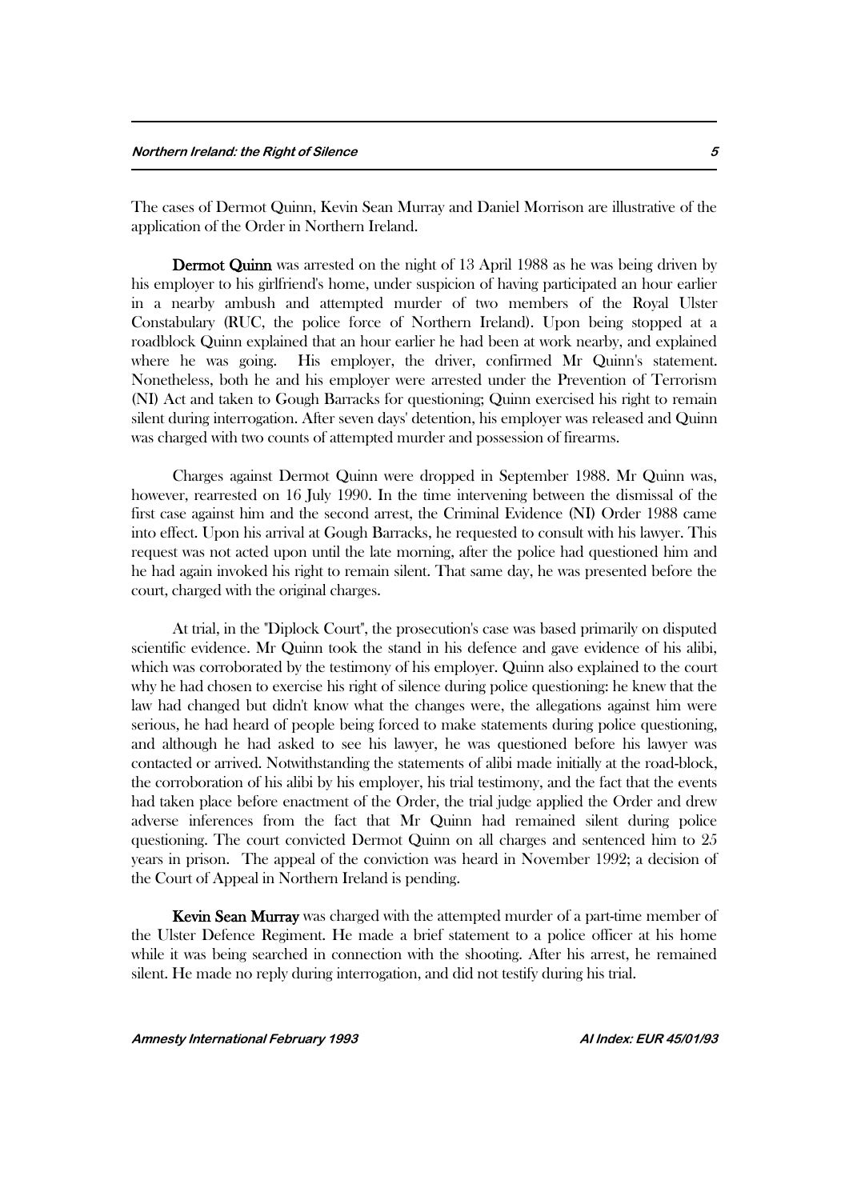The cases of Dermot Quinn, Kevin Sean Murray and Daniel Morrison are illustrative of the application of the Order in Northern Ireland.

**Dermot Quinn** was arrested on the night of 13 April 1988 as he was being driven by his employer to his girlfriend's home, under suspicion of having participated an hour earlier in a nearby ambush and attempted murder of two members of the Royal Ulster Constabulary (RUC, the police force of Northern Ireland). Upon being stopped at a roadblock Quinn explained that an hour earlier he had been at work nearby, and explained where he was going. His employer, the driver, confirmed Mr Quinn's statement. Nonetheless, both he and his employer were arrested under the Prevention of Terrorism (NI) Act and taken to Gough Barracks for questioning; Quinn exercised his right to remain silent during interrogation. After seven days' detention, his employer was released and Quinn was charged with two counts of attempted murder and possession of firearms.

Charges against Dermot Quinn were dropped in September 1988. Mr Quinn was, however, rearrested on 16 July 1990. In the time intervening between the dismissal of the first case against him and the second arrest, the Criminal Evidence (NI) Order 1988 came into effect. Upon his arrival at Gough Barracks, he requested to consult with his lawyer. This request was not acted upon until the late morning, after the police had questioned him and he had again invoked his right to remain silent. That same day, he was presented before the court, charged with the original charges.

At trial, in the "Diplock Court", the prosecution's case was based primarily on disputed scientific evidence. Mr Quinn took the stand in his defence and gave evidence of his alibi, which was corroborated by the testimony of his employer. Quinn also explained to the court why he had chosen to exercise his right of silence during police questioning: he knew that the law had changed but didn't know what the changes were, the allegations against him were serious, he had heard of people being forced to make statements during police questioning, and although he had asked to see his lawyer, he was questioned before his lawyer was contacted or arrived. Notwithstanding the statements of alibi made initially at the road-block, the corroboration of his alibi by his employer, his trial testimony, and the fact that the events had taken place before enactment of the Order, the trial judge applied the Order and drew adverse inferences from the fact that Mr Quinn had remained silent during police questioning. The court convicted Dermot Quinn on all charges and sentenced him to 25 years in prison. The appeal of the conviction was heard in November 1992; a decision of the Court of Appeal in Northern Ireland is pending.

**Kevin Sean Murray** was charged with the attempted murder of a part-time member of the Ulster Defence Regiment. He made a brief statement to a police officer at his home while it was being searched in connection with the shooting. After his arrest, he remained silent. He made no reply during interrogation, and did not testify during his trial.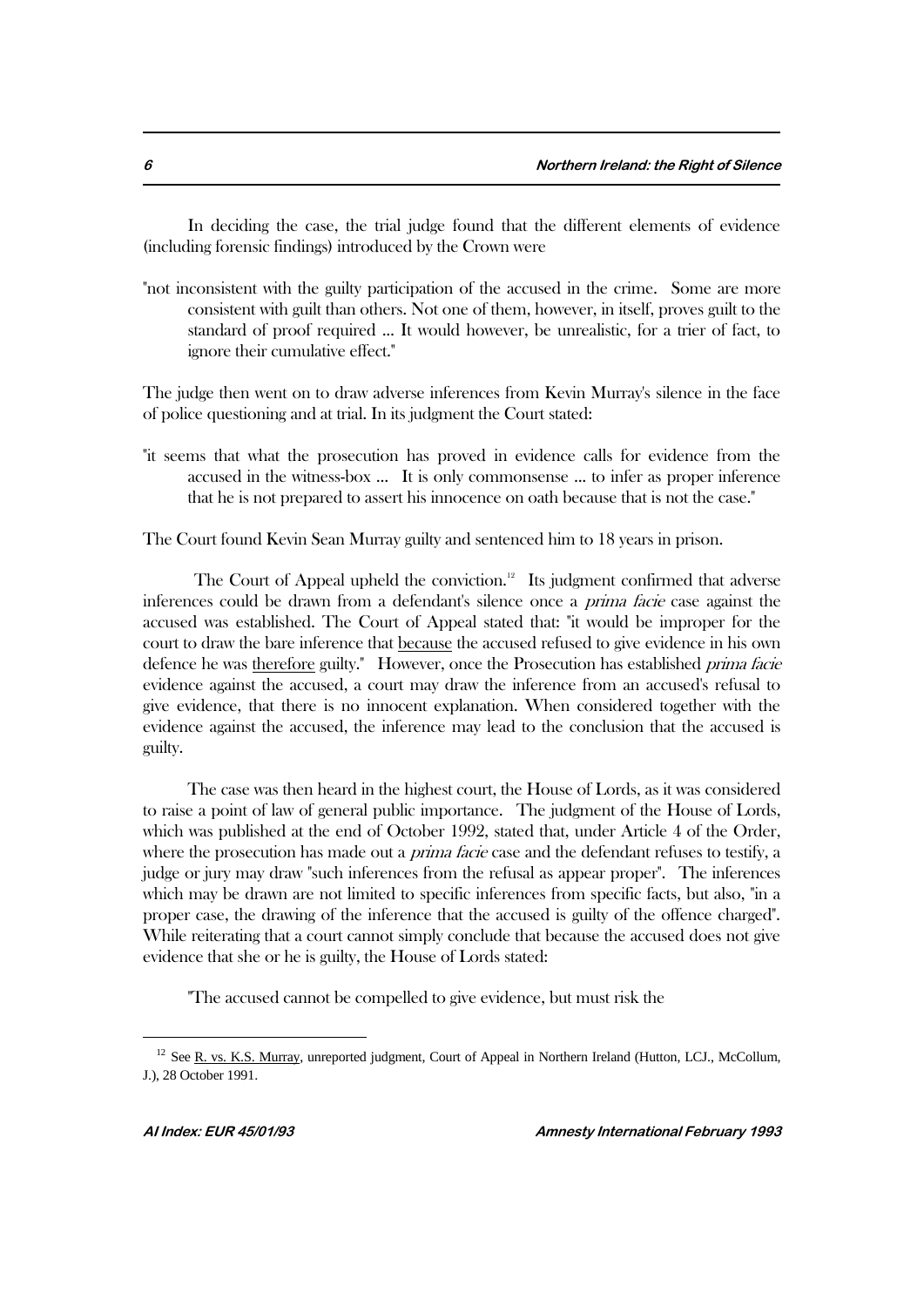In deciding the case, the trial judge found that the different elements of evidence (including forensic findings) introduced by the Crown were

"not inconsistent with the guilty participation of the accused in the crime. Some are more consistent with guilt than others. Not one of them, however, in itself, proves guilt to the standard of proof required ... It would however, be unrealistic, for a trier of fact, to ignore their cumulative effect."

The judge then went on to draw adverse inferences from Kevin Murray's silence in the face of police questioning and at trial. In its judgment the Court stated:

"it seems that what the prosecution has proved in evidence calls for evidence from the accused in the witness-box ... It is only commonsense ... to infer as proper inference that he is not prepared to assert his innocence on oath because that is not the case."

The Court found Kevin Sean Murray guilty and sentenced him to 18 years in prison.

The Court of Appeal upheld the conviction.[12] Its judgment confirmed that adverse inferences could be drawn from a defendant's silence once a *prima facie* case against the accused was established. The Court of Appeal stated that: "it would be improper for the court to draw the bare inference that <u>because</u> the accused refused to give evidence in his own defence he was <u>therefore</u> guilty." However, once the Prosecution has established *prima facie* evidence against the accused, a court may draw the inference from an accused's refusal to give evidence, that there is no innocent explanation. When considered together with the evidence against the accused, the inference may lead to the conclusion that the accused is guilty.

The case was then heard in the highest court, the House of Lords, as it was considered to raise a point of law of general public importance. The judgment of the House of Lords, which was published at the end of October 1992, stated that, under Article 4 of the Order, where the prosecution has made out a *prima facie* case and the defendant refuses to testify, a judge or jury may draw "such inferences from the refusal as appear proper". The inferences which may be drawn are not limited to specific inferences from specific facts, but also, "in a proper case, the drawing of the inference that the accused is guilty of the offence charged". While reiterating that a court cannot simply conclude that because the accused does not give evidence that she or he is guilty, the House of Lords stated:

"The accused cannot be compelled to give evidence, but must risk the

---

[12] See <u>R. vs. K.S. Murray</u>, unreported judgment, Court of Appeal in Northern Ireland (Hutton, LCJ., McCollum, J.), 28 October 1991.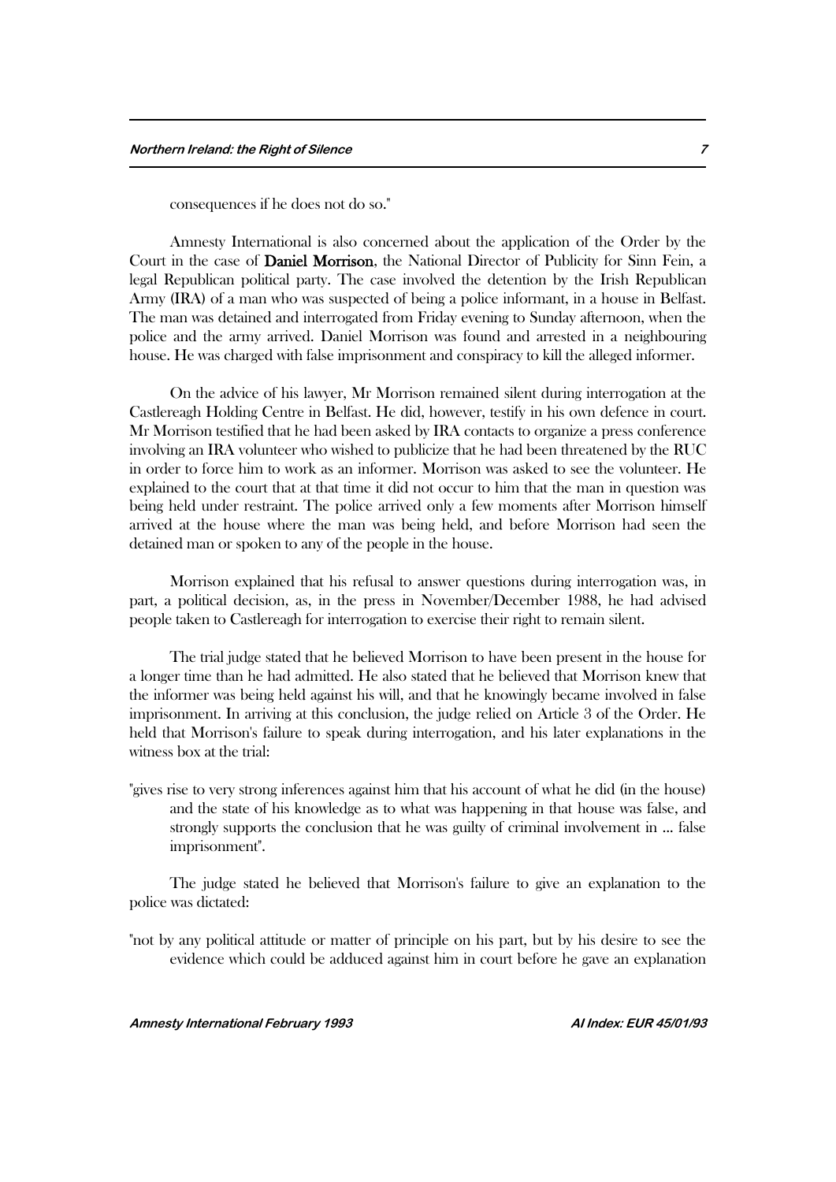consequences if he does not do so."

Amnesty International is also concerned about the application of the Order by the Court in the case of **Daniel Morrison**, the National Director of Publicity for Sinn Fein, a legal Republican political party. The case involved the detention by the Irish Republican Army (IRA) of a man who was suspected of being a police informant, in a house in Belfast. The man was detained and interrogated from Friday evening to Sunday afternoon, when the police and the army arrived. Daniel Morrison was found and arrested in a neighbouring house. He was charged with false imprisonment and conspiracy to kill the alleged informer.

On the advice of his lawyer, Mr Morrison remained silent during interrogation at the Castlereagh Holding Centre in Belfast. He did, however, testify in his own defence in court. Mr Morrison testified that he had been asked by IRA contacts to organize a press conference involving an IRA volunteer who wished to publicize that he had been threatened by the RUC in order to force him to work as an informer. Morrison was asked to see the volunteer. He explained to the court that at that time it did not occur to him that the man in question was being held under restraint. The police arrived only a few moments after Morrison himself arrived at the house where the man was being held, and before Morrison had seen the detained man or spoken to any of the people in the house.

Morrison explained that his refusal to answer questions during interrogation was, in part, a political decision, as, in the press in November/December 1988, he had advised people taken to Castlereagh for interrogation to exercise their right to remain silent.

The trial judge stated that he believed Morrison to have been present in the house for a longer time than he had admitted. He also stated that he believed that Morrison knew that the informer was being held against his will, and that he knowingly became involved in false imprisonment. In arriving at this conclusion, the judge relied on Article 3 of the Order. He held that Morrison's failure to speak during interrogation, and his later explanations in the witness box at the trial:

"gives rise to very strong inferences against him that his account of what he did (in the house) and the state of his knowledge as to what was happening in that house was false, and strongly supports the conclusion that he was guilty of criminal involvement in ... false imprisonment".

The judge stated he believed that Morrison's failure to give an explanation to the police was dictated:

"not by any political attitude or matter of principle on his part, but by his desire to see the evidence which could be adduced against him in court before he gave an explanation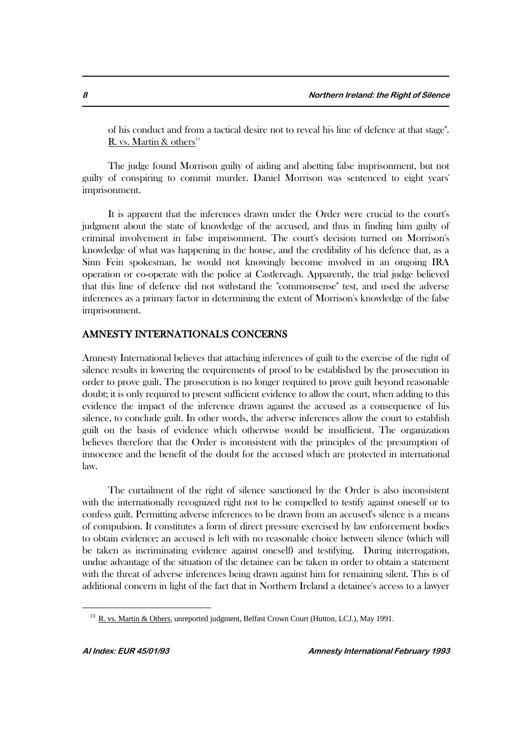of his conduct and from a tactical desire not to reveal his line of defence at that stage". R. vs. Martin & others[13]

The judge found Morrison guilty of aiding and abetting false imprisonment, but not guilty of conspiring to commit murder. Daniel Morrison was sentenced to eight years' imprisonment.

It is apparent that the inferences drawn under the Order were crucial to the court's judgment about the state of knowledge of the accused, and thus in finding him guilty of criminal involvement in false imprisonment. The court's decision turned on Morrison's knowledge of what was happening in the house, and the credibility of his defence that, as a Sinn Fein spokesman, he would not knowingly become involved in an ongoing IRA operation or co-operate with the police at Castlereagh. Apparently, the trial judge believed that this line of defence did not withstand the "commonsense" test, and used the adverse inferences as a primary factor in determining the extent of Morrison's knowledge of the false imprisonment.

## AMNESTY INTERNATIONAL'S CONCERNS

Amnesty International believes that attaching inferences of guilt to the exercise of the right of silence results in lowering the requirements of proof to be established by the prosecution in order to prove guilt. The prosecution is no longer required to prove guilt beyond reasonable doubt; it is only required to present sufficient evidence to allow the court, when adding to this evidence the impact of the inference drawn against the accused as a consequence of his silence, to conclude guilt. In other words, the adverse inferences allow the court to establish guilt on the basis of evidence which otherwise would be insufficient. The organization believes therefore that the Order is inconsistent with the principles of the presumption of innocence and the benefit of the doubt for the accused which are protected in international law.

The curtailment of the right of silence sanctioned by the Order is also inconsistent with the internationally recognized right not to be compelled to testify against oneself or to confess guilt. Permitting adverse inferences to be drawn from an accused's silence is a means of compulsion. It constitutes a form of direct pressure exercised by law enforcement bodies to obtain evidence; an accused is left with no reasonable choice between silence (which will be taken as incriminating evidence against oneself) and testifying. During interrogation, undue advantage of the situation of the detainee can be taken in order to obtain a statement with the threat of adverse inferences being drawn against him for remaining silent. This is of additional concern in light of the fact that in Northern Ireland a detainee's access to a lawyer

[13] R. vs. Martin & Others, unreported judgment, Belfast Crown Court (Hutton, LCJ.), May 1991.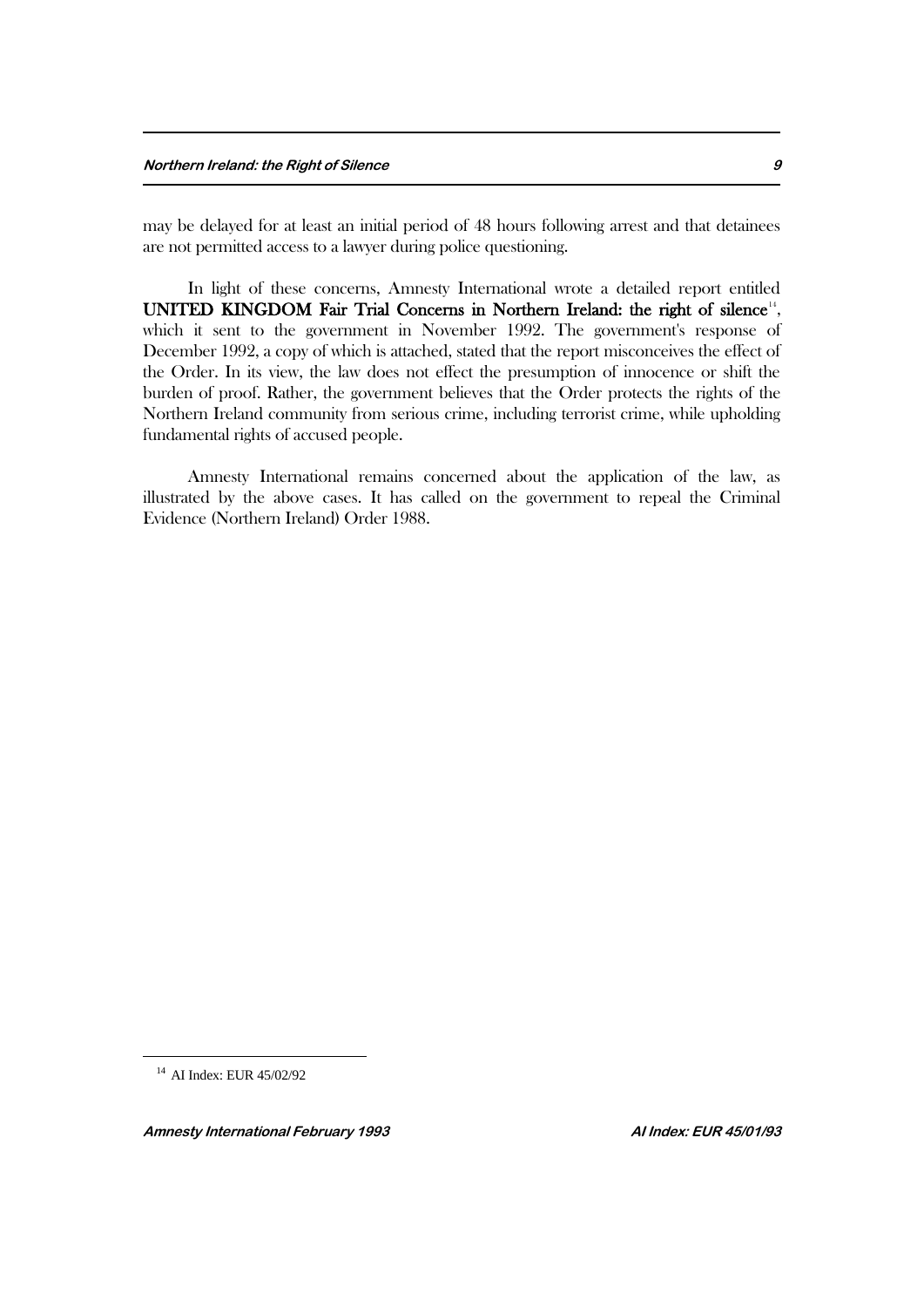may be delayed for at least an initial period of 48 hours following arrest and that detainees are not permitted access to a lawyer during police questioning.

In light of these concerns, Amnesty International wrote a detailed report entitled **UNITED KINGDOM Fair Trial Concerns in Northern Ireland: the right of silence**[14], which it sent to the government in November 1992. The government's response of December 1992, a copy of which is attached, stated that the report misconceives the effect of the Order. In its view, the law does not effect the presumption of innocence or shift the burden of proof. Rather, the government believes that the Order protects the rights of the Northern Ireland community from serious crime, including terrorist crime, while upholding fundamental rights of accused people.

Amnesty International remains concerned about the application of the law, as illustrated by the above cases. It has called on the government to repeal the Criminal Evidence (Northern Ireland) Order 1988.

[14] AI Index: EUR 45/02/92